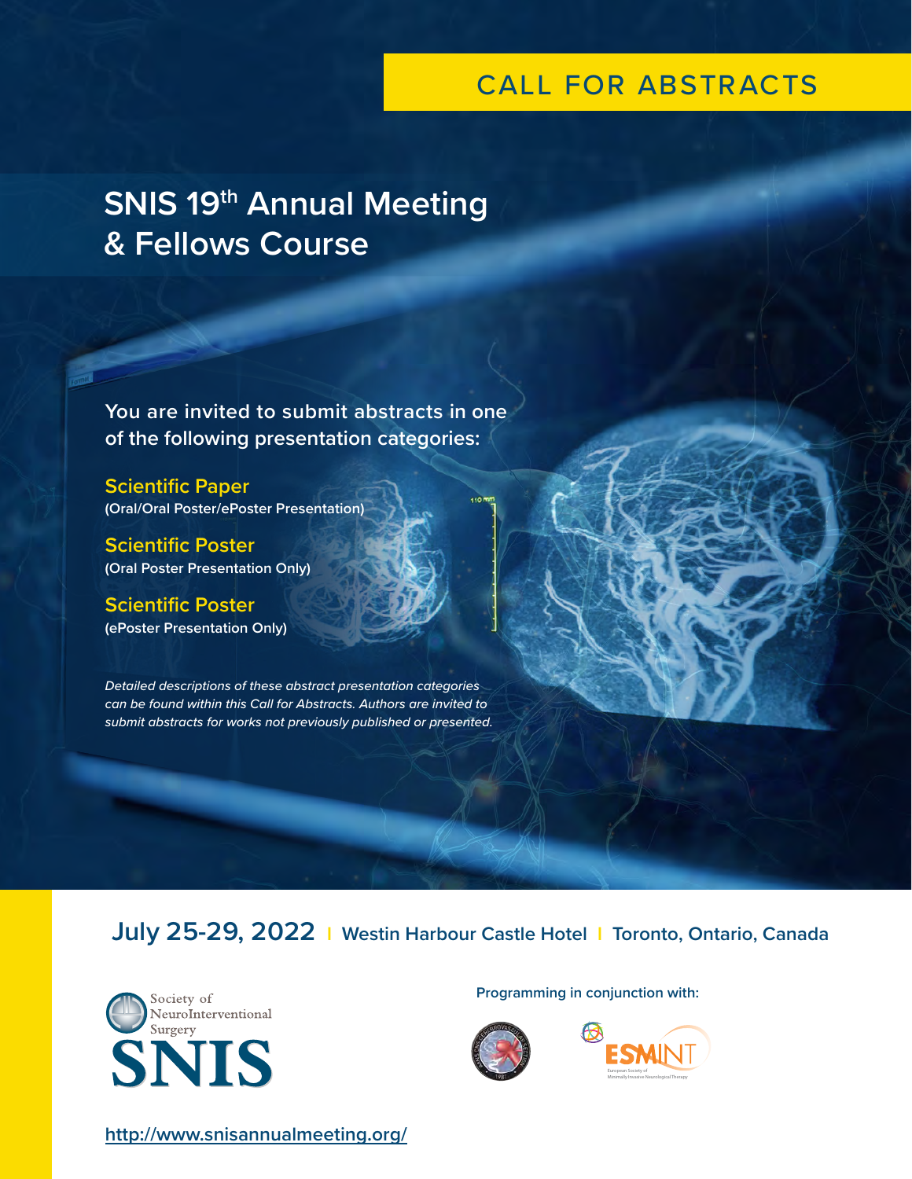# CALL FOR ABSTRACTS

# SNIS 19th Annual Meeting & Fellows Course

**You are invited to submit abstracts in one of the following presentation categories:**

**Scientific Paper**
**(Oral/Oral Poster/ePoster Presentation)**

**Scientific Poster**
**(Oral Poster Presentation Only)**

**Scientific Poster**
**(ePoster Presentation Only)**

*Detailed descriptions of these abstract presentation categories can be found within this Call for Abstracts. Authors are invited to submit abstracts for works not previously published or presented.*

## July 25-29, 2022 | Westin Harbour Castle Hotel | Toronto, Ontario, Canada

Society of NeuroInterventional Surgery
SNIS

**Programming in conjunction with:**

ESMINT
European Society of Minimally Invasive Neurological Therapy

http://www.snisannualmeeting.org/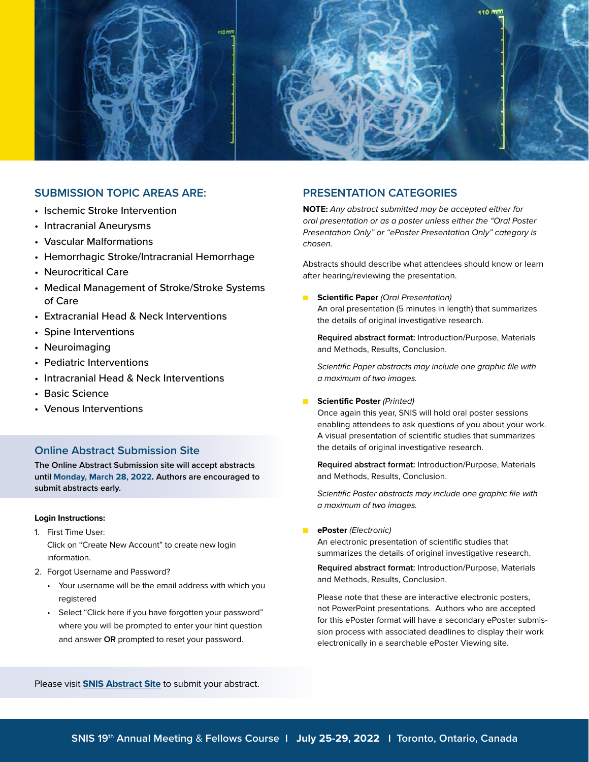## SUBMISSION TOPIC AREAS ARE:

- Ischemic Stroke Intervention
- Intracranial Aneurysms
- Vascular Malformations
- Hemorrhagic Stroke/Intracranial Hemorrhage
- Neurocritical Care
- Medical Management of Stroke/Stroke Systems of Care
- Extracranial Head & Neck Interventions
- Spine Interventions
- Neuroimaging
- Pediatric Interventions
- Intracranial Head & Neck Interventions
- Basic Science
- Venous Interventions

### Online Abstract Submission Site

**The Online Abstract Submission site will accept abstracts until Monday, March 28, 2022. Authors are encouraged to submit abstracts early.**

**Login Instructions:**

1. First Time User:
   Click on "Create New Account" to create new login information.
2. Forgot Username and Password?
   - Your username will be the email address with which you registered
   - Select "Click here if you have forgotten your password" where you will be prompted to enter your hint question and answer **OR** prompted to reset your password.

Please visit **SNIS Abstract Site** to submit your abstract.

## PRESENTATION CATEGORIES

**NOTE:** *Any abstract submitted may be accepted either for oral presentation or as a poster unless either the "Oral Poster Presentation Only" or "ePoster Presentation Only" category is chosen.*

Abstracts should describe what attendees should know or learn after hearing/reviewing the presentation.

- **Scientific Paper** *(Oral Presentation)*
  An oral presentation (5 minutes in length) that summarizes the details of original investigative research.

  **Required abstract format:** Introduction/Purpose, Materials and Methods, Results, Conclusion.

  *Scientific Paper abstracts may include one graphic file with a maximum of two images.*

- **Scientific Poster** *(Printed)*
  Once again this year, SNIS will hold oral poster sessions enabling attendees to ask questions of you about your work. A visual presentation of scientific studies that summarizes the details of original investigative research.

  **Required abstract format:** Introduction/Purpose, Materials and Methods, Results, Conclusion.

  *Scientific Poster abstracts may include one graphic file with a maximum of two images.*

- **ePoster** *(Electronic)*
  An electronic presentation of scientific studies that summarizes the details of original investigative research.

  **Required abstract format:** Introduction/Purpose, Materials and Methods, Results, Conclusion.

  Please note that these are interactive electronic posters, not PowerPoint presentations. Authors who are accepted for this ePoster format will have a secondary ePoster submission process with associated deadlines to display their work electronically in a searchable ePoster Viewing site.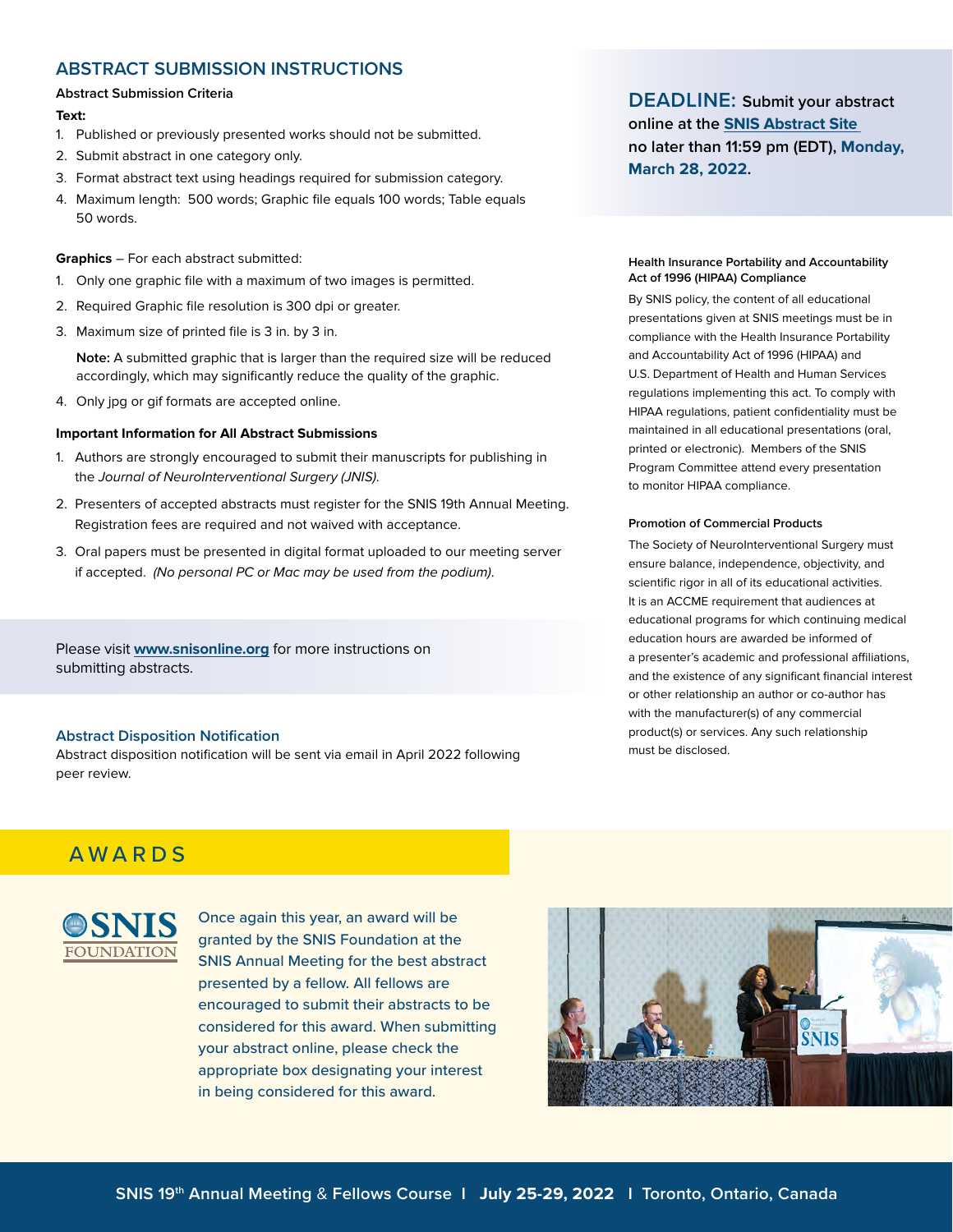## ABSTRACT SUBMISSION INSTRUCTIONS

### Abstract Submission Criteria

**Text:**

1. Published or previously presented works should not be submitted.
2. Submit abstract in one category only.
3. Format abstract text using headings required for submission category.
4. Maximum length: 500 words; Graphic file equals 100 words; Table equals 50 words.

**Graphics** – For each abstract submitted:

1. Only one graphic file with a maximum of two images is permitted.
2. Required Graphic file resolution is 300 dpi or greater.
3. Maximum size of printed file is 3 in. by 3 in.

   **Note:** A submitted graphic that is larger than the required size will be reduced accordingly, which may significantly reduce the quality of the graphic.

4. Only jpg or gif formats are accepted online.

**Important Information for All Abstract Submissions**

1. Authors are strongly encouraged to submit their manuscripts for publishing in the *Journal of NeuroInterventional Surgery (JNIS).*
2. Presenters of accepted abstracts must register for the SNIS 19th Annual Meeting. Registration fees are required and not waived with acceptance.
3. Oral papers must be presented in digital format uploaded to our meeting server if accepted. *(No personal PC or Mac may be used from the podium).*

Please visit **www.snisonline.org** for more instructions on submitting abstracts.

### Abstract Disposition Notification

Abstract disposition notification will be sent via email in April 2022 following peer review.

**DEADLINE:** Submit your abstract online at the **SNIS Abstract Site** no later than 11:59 pm (EDT), **Monday, March 28, 2022.**

**Health Insurance Portability and Accountability Act of 1996 (HIPAA) Compliance**

By SNIS policy, the content of all educational presentations given at SNIS meetings must be in compliance with the Health Insurance Portability and Accountability Act of 1996 (HIPAA) and U.S. Department of Health and Human Services regulations implementing this act. To comply with HIPAA regulations, patient confidentiality must be maintained in all educational presentations (oral, printed or electronic). Members of the SNIS Program Committee attend every presentation to monitor HIPAA compliance.

**Promotion of Commercial Products**

The Society of NeuroInterventional Surgery must ensure balance, independence, objectivity, and scientific rigor in all of its educational activities. It is an ACCME requirement that audiences at educational programs for which continuing medical education hours are awarded be informed of a presenter's academic and professional affiliations, and the existence of any significant financial interest or other relationship an author or co-author has with the manufacturer(s) of any commercial product(s) or services. Any such relationship must be disclosed.

## AWARDS

SNIS FOUNDATION

Once again this year, an award will be granted by the SNIS Foundation at the SNIS Annual Meeting for the best abstract presented by a fellow. All fellows are encouraged to submit their abstracts to be considered for this award. When submitting your abstract online, please check the appropriate box designating your interest in being considered for this award.

**SNIS 19th Annual Meeting & Fellows Course | July 25-29, 2022 | Toronto, Ontario, Canada**